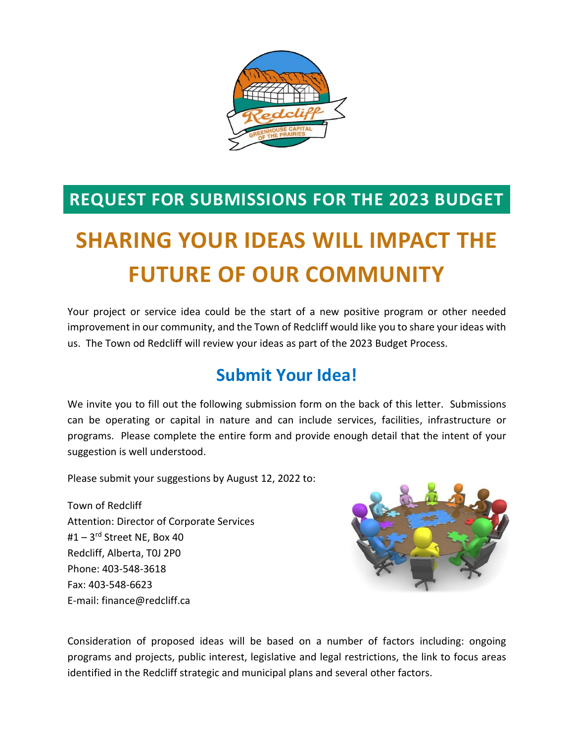## REQUEST FOR SUBMISSIONS FOR THE 2023 BUDGET

# SHARING YOUR IDEAS WILL IMPACT THE FUTURE OF OUR COMMUNITY

Your project or service idea could be the start of a new positive program or other needed improvement in our community, and the Town of Redcliff would like you to share your ideas with us. The Town od Redcliff will review your ideas as part of the 2023 Budget Process.

## Submit Your Idea!

We invite you to fill out the following submission form on the back of this letter. Submissions can be operating or capital in nature and can include services, facilities, infrastructure or programs. Please complete the entire form and provide enough detail that the intent of your suggestion is well understood.

Please submit your suggestions by August 12, 2022 to:

Town of Redcliff
Attention: Director of Corporate Services
#1 – 3rd Street NE, Box 40
Redcliff, Alberta, T0J 2P0
Phone: 403-548-3618
Fax: 403-548-6623
E-mail: finance@redcliff.ca

Consideration of proposed ideas will be based on a number of factors including: ongoing programs and projects, public interest, legislative and legal restrictions, the link to focus areas identified in the Redcliff strategic and municipal plans and several other factors.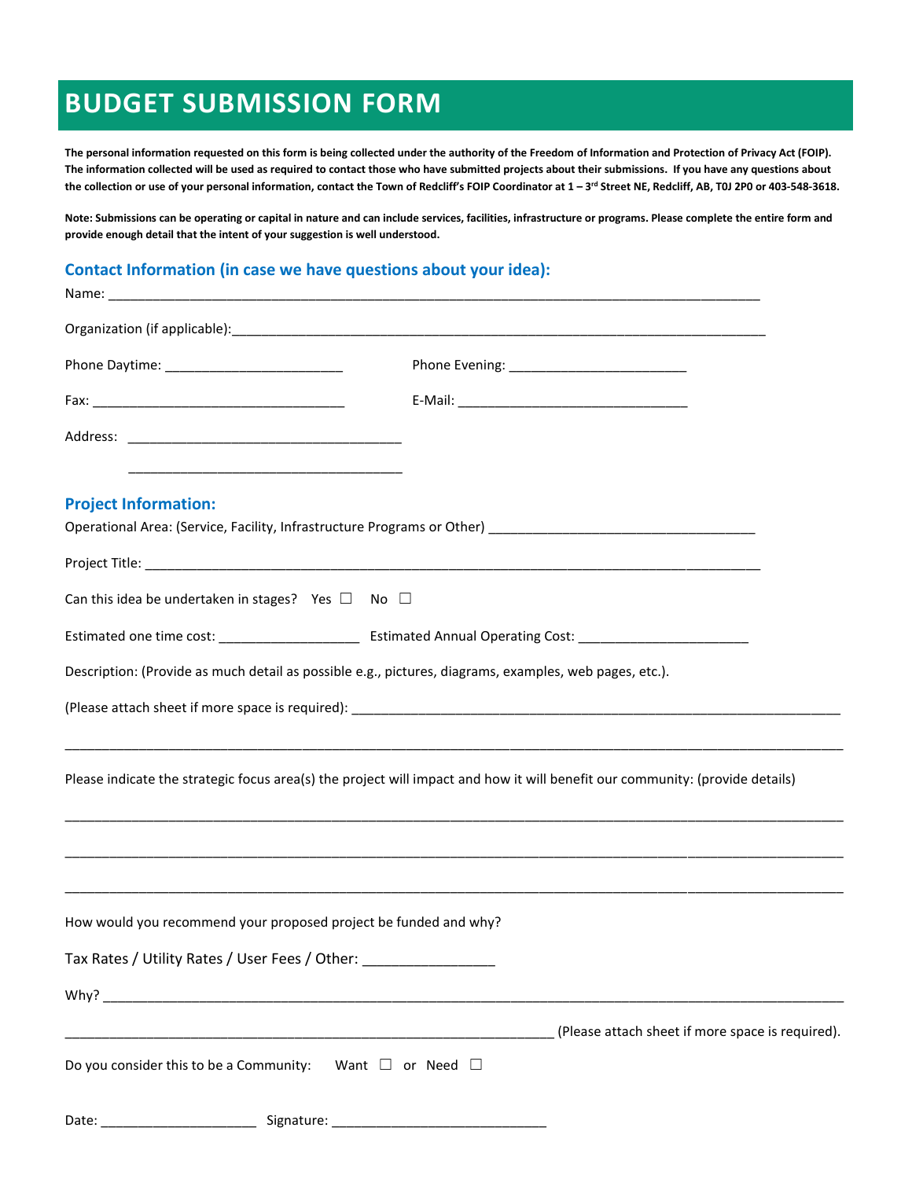# BUDGET SUBMISSION FORM

**The personal information requested on this form is being collected under the authority of the Freedom of Information and Protection of Privacy Act (FOIP). The information collected will be used as required to contact those who have submitted projects about their submissions. If you have any questions about the collection or use of your personal information, contact the Town of Redcliff's FOIP Coordinator at 1 – 3rd Street NE, Redcliff, AB, T0J 2P0 or 403-548-3618.**

**Note: Submissions can be operating or capital in nature and can include services, facilities, infrastructure or programs. Please complete the entire form and provide enough detail that the intent of your suggestion is well understood.**

## Contact Information (in case we have questions about your idea):

Name: ____________________________________________________________________________________

Organization (if applicable):___________________________________________________________________

Phone Daytime: ________________________ Phone Evening: ________________________

Fax: __________________________________ E-Mail: _______________________________

Address: _____________________________________

_____________________________________

## Project Information:

Operational Area: (Service, Facility, Infrastructure Programs or Other) ____________________________________

Project Title: __________________________________________________________________________________

Can this idea be undertaken in stages? Yes ☐ No ☐

Estimated one time cost: ___________________ Estimated Annual Operating Cost: _______________________

Description: (Provide as much detail as possible e.g., pictures, diagrams, examples, web pages, etc.).

(Please attach sheet if more space is required): __________________________________________________________________

______________________________________________________________________________________________________

Please indicate the strategic focus area(s) the project will impact and how it will benefit our community: (provide details)

______________________________________________________________________________________________________

______________________________________________________________________________________________________

______________________________________________________________________________________________________

How would you recommend your proposed project be funded and why?

Tax Rates / Utility Rates / User Fees / Other: _________________

Why? ________________________________________________________________________________________________

___________________________________________________________________ (Please attach sheet if more space is required).

Do you consider this to be a Community: Want ☐ or Need ☐

Date: _____________________ Signature: _____________________________